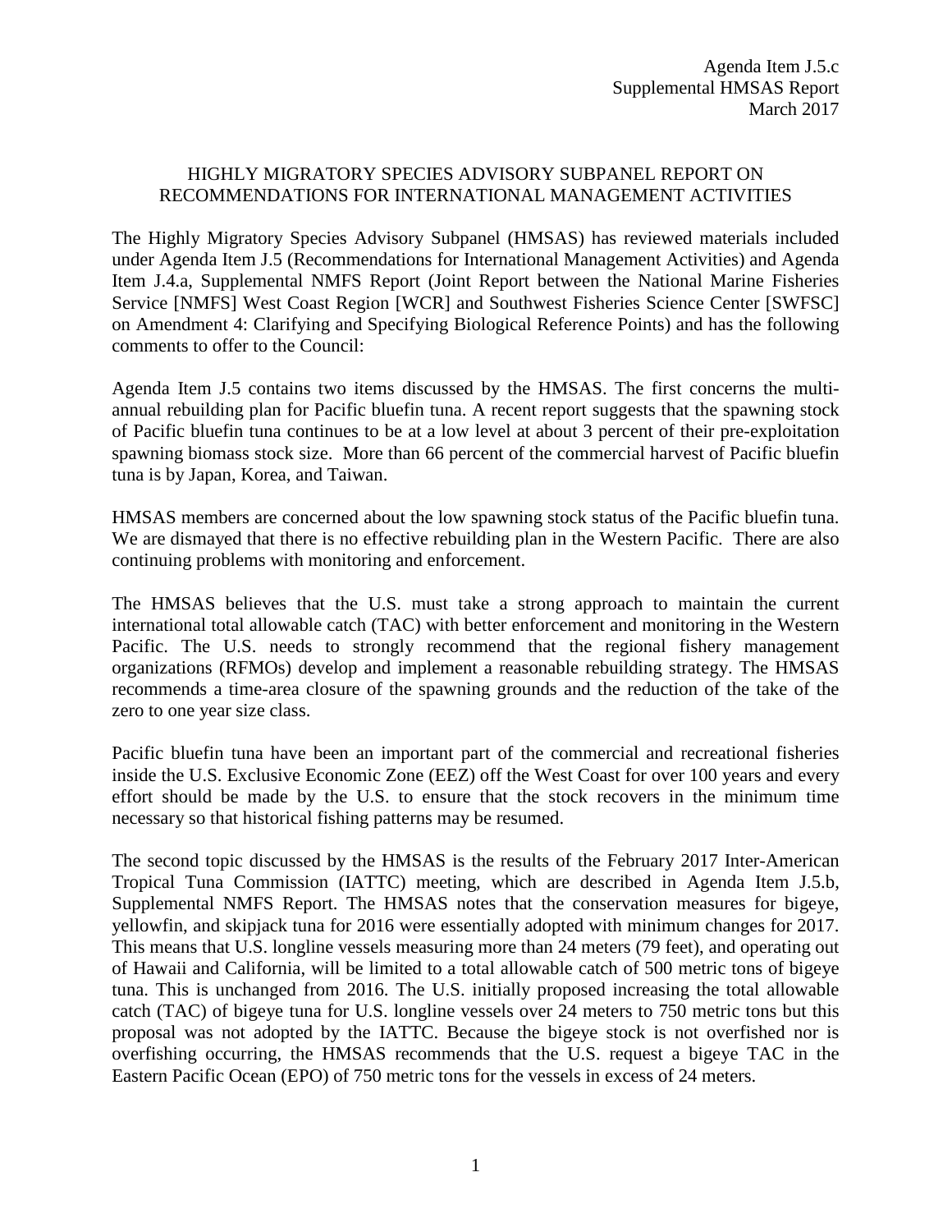Agenda Item J.5.c
Supplemental HMSAS Report
March 2017

# HIGHLY MIGRATORY SPECIES ADVISORY SUBPANEL REPORT ON RECOMMENDATIONS FOR INTERNATIONAL MANAGEMENT ACTIVITIES

The Highly Migratory Species Advisory Subpanel (HMSAS) has reviewed materials included under Agenda Item J.5 (Recommendations for International Management Activities) and Agenda Item J.4.a, Supplemental NMFS Report (Joint Report between the National Marine Fisheries Service [NMFS] West Coast Region [WCR] and Southwest Fisheries Science Center [SWFSC] on Amendment 4: Clarifying and Specifying Biological Reference Points) and has the following comments to offer to the Council:

Agenda Item J.5 contains two items discussed by the HMSAS. The first concerns the multi-annual rebuilding plan for Pacific bluefin tuna. A recent report suggests that the spawning stock of Pacific bluefin tuna continues to be at a low level at about 3 percent of their pre-exploitation spawning biomass stock size. More than 66 percent of the commercial harvest of Pacific bluefin tuna is by Japan, Korea, and Taiwan.

HMSAS members are concerned about the low spawning stock status of the Pacific bluefin tuna. We are dismayed that there is no effective rebuilding plan in the Western Pacific. There are also continuing problems with monitoring and enforcement.

The HMSAS believes that the U.S. must take a strong approach to maintain the current international total allowable catch (TAC) with better enforcement and monitoring in the Western Pacific. The U.S. needs to strongly recommend that the regional fishery management organizations (RFMOs) develop and implement a reasonable rebuilding strategy. The HMSAS recommends a time-area closure of the spawning grounds and the reduction of the take of the zero to one year size class.

Pacific bluefin tuna have been an important part of the commercial and recreational fisheries inside the U.S. Exclusive Economic Zone (EEZ) off the West Coast for over 100 years and every effort should be made by the U.S. to ensure that the stock recovers in the minimum time necessary so that historical fishing patterns may be resumed.

The second topic discussed by the HMSAS is the results of the February 2017 Inter-American Tropical Tuna Commission (IATTC) meeting, which are described in Agenda Item J.5.b, Supplemental NMFS Report. The HMSAS notes that the conservation measures for bigeye, yellowfin, and skipjack tuna for 2016 were essentially adopted with minimum changes for 2017. This means that U.S. longline vessels measuring more than 24 meters (79 feet), and operating out of Hawaii and California, will be limited to a total allowable catch of 500 metric tons of bigeye tuna. This is unchanged from 2016. The U.S. initially proposed increasing the total allowable catch (TAC) of bigeye tuna for U.S. longline vessels over 24 meters to 750 metric tons but this proposal was not adopted by the IATTC. Because the bigeye stock is not overfished nor is overfishing occurring, the HMSAS recommends that the U.S. request a bigeye TAC in the Eastern Pacific Ocean (EPO) of 750 metric tons for the vessels in excess of 24 meters.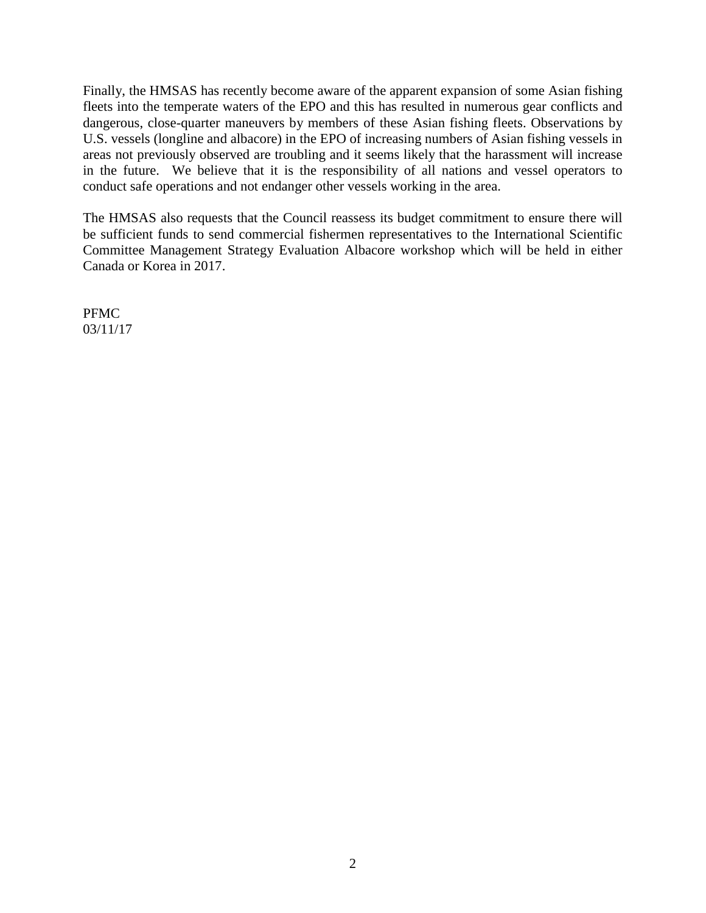Finally, the HMSAS has recently become aware of the apparent expansion of some Asian fishing fleets into the temperate waters of the EPO and this has resulted in numerous gear conflicts and dangerous, close-quarter maneuvers by members of these Asian fishing fleets. Observations by U.S. vessels (longline and albacore) in the EPO of increasing numbers of Asian fishing vessels in areas not previously observed are troubling and it seems likely that the harassment will increase in the future. We believe that it is the responsibility of all nations and vessel operators to conduct safe operations and not endanger other vessels working in the area.

The HMSAS also requests that the Council reassess its budget commitment to ensure there will be sufficient funds to send commercial fishermen representatives to the International Scientific Committee Management Strategy Evaluation Albacore workshop which will be held in either Canada or Korea in 2017.

PFMC
03/11/17